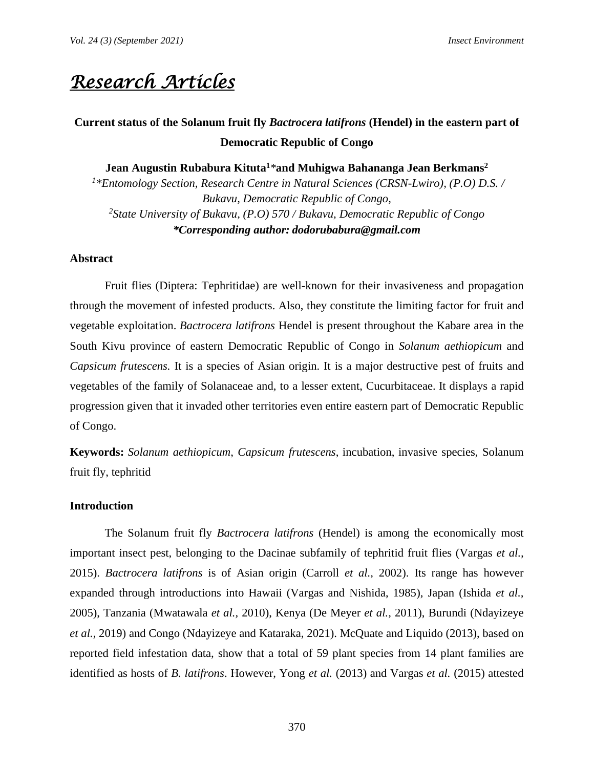# *Research Articles*

## Current status of the Solanum fruit fly *Bactrocera latifrons* (Hendel) in the eastern part of Democratic Republic of Congo

**Jean Augustin Rubabura Kituta[1]\*and Muhigwa Bahananga Jean Berkmans[2]**

*[1]\*Entomology Section, Research Centre in Natural Sciences (CRSN-Lwiro), (P.O) D.S. / Bukavu, Democratic Republic of Congo,*

*[2]State University of Bukavu, (P.O) 570 / Bukavu, Democratic Republic of Congo*

***\*Corresponding author: dodorubabura@gmail.com***

### Abstract

Fruit flies (Diptera: Tephritidae) are well-known for their invasiveness and propagation through the movement of infested products. Also, they constitute the limiting factor for fruit and vegetable exploitation. *Bactrocera latifrons* Hendel is present throughout the Kabare area in the South Kivu province of eastern Democratic Republic of Congo in *Solanum aethiopicum* and *Capsicum frutescens.* It is a species of Asian origin. It is a major destructive pest of fruits and vegetables of the family of Solanaceae and, to a lesser extent, Cucurbitaceae. It displays a rapid progression given that it invaded other territories even entire eastern part of Democratic Republic of Congo.

**Keywords:** *Solanum aethiopicum*, *Capsicum frutescens*, incubation, invasive species, Solanum fruit fly, tephritid

### Introduction

The Solanum fruit fly *Bactrocera latifrons* (Hendel) is among the economically most important insect pest, belonging to the Dacinae subfamily of tephritid fruit flies (Vargas *et al.,* 2015). *Bactrocera latifrons* is of Asian origin (Carroll *et al.,* 2002). Its range has however expanded through introductions into Hawaii (Vargas and Nishida, 1985), Japan (Ishida *et al.,* 2005), Tanzania (Mwatawala *et al.,* 2010), Kenya (De Meyer *et al.,* 2011), Burundi (Ndayizeye *et al.,* 2019) and Congo (Ndayizeye and Kataraka, 2021). McQuate and Liquido (2013), based on reported field infestation data, show that a total of 59 plant species from 14 plant families are identified as hosts of *B. latifrons*. However, Yong *et al.* (2013) and Vargas *et al.* (2015) attested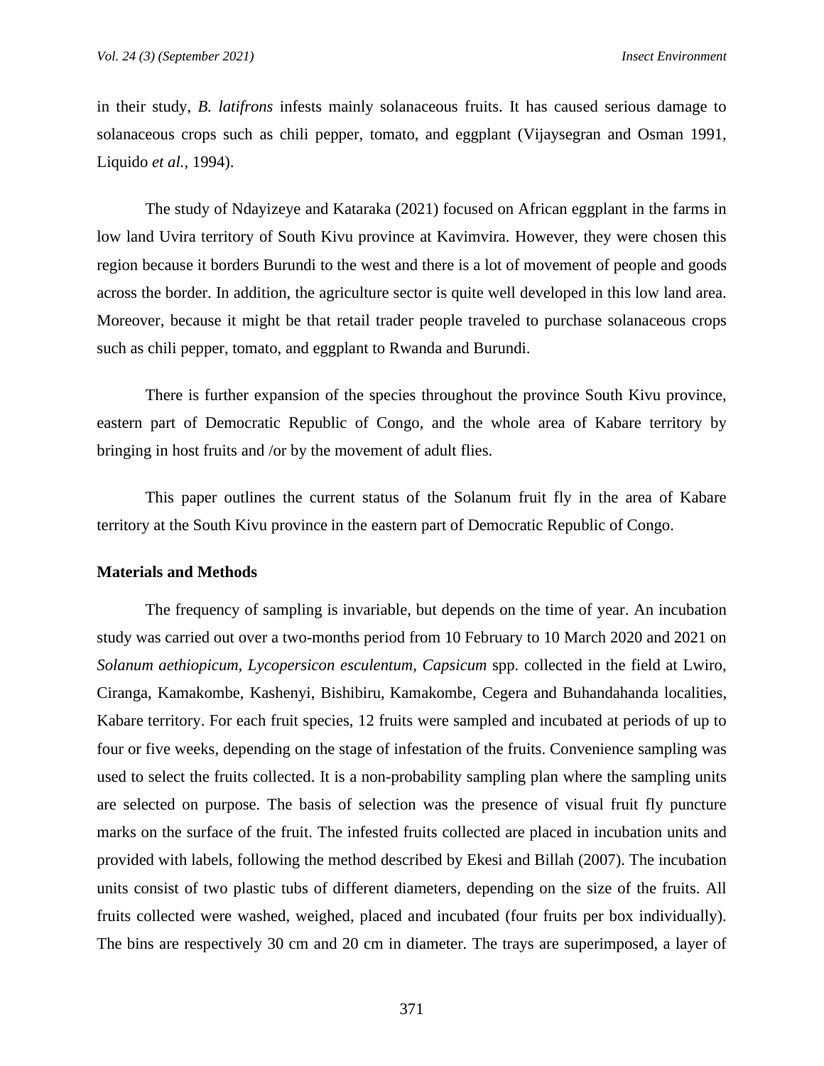in their study, *B. latifrons* infests mainly solanaceous fruits. It has caused serious damage to solanaceous crops such as chili pepper, tomato, and eggplant (Vijaysegran and Osman 1991, Liquido *et al.*, 1994).

The study of Ndayizeye and Kataraka (2021) focused on African eggplant in the farms in low land Uvira territory of South Kivu province at Kavimvira. However, they were chosen this region because it borders Burundi to the west and there is a lot of movement of people and goods across the border. In addition, the agriculture sector is quite well developed in this low land area. Moreover, because it might be that retail trader people traveled to purchase solanaceous crops such as chili pepper, tomato, and eggplant to Rwanda and Burundi.

There is further expansion of the species throughout the province South Kivu province, eastern part of Democratic Republic of Congo, and the whole area of Kabare territory by bringing in host fruits and /or by the movement of adult flies.

This paper outlines the current status of the Solanum fruit fly in the area of Kabare territory at the South Kivu province in the eastern part of Democratic Republic of Congo.

**Materials and Methods**

The frequency of sampling is invariable, but depends on the time of year. An incubation study was carried out over a two-months period from 10 February to 10 March 2020 and 2021 on *Solanum aethiopicum, Lycopersicon esculentum, Capsicum* spp. collected in the field at Lwiro, Ciranga, Kamakombe, Kashenyi, Bishibiru, Kamakombe, Cegera and Buhandahanda localities, Kabare territory. For each fruit species, 12 fruits were sampled and incubated at periods of up to four or five weeks, depending on the stage of infestation of the fruits. Convenience sampling was used to select the fruits collected. It is a non-probability sampling plan where the sampling units are selected on purpose. The basis of selection was the presence of visual fruit fly puncture marks on the surface of the fruit. The infested fruits collected are placed in incubation units and provided with labels, following the method described by Ekesi and Billah (2007). The incubation units consist of two plastic tubs of different diameters, depending on the size of the fruits. All fruits collected were washed, weighed, placed and incubated (four fruits per box individually). The bins are respectively 30 cm and 20 cm in diameter. The trays are superimposed, a layer of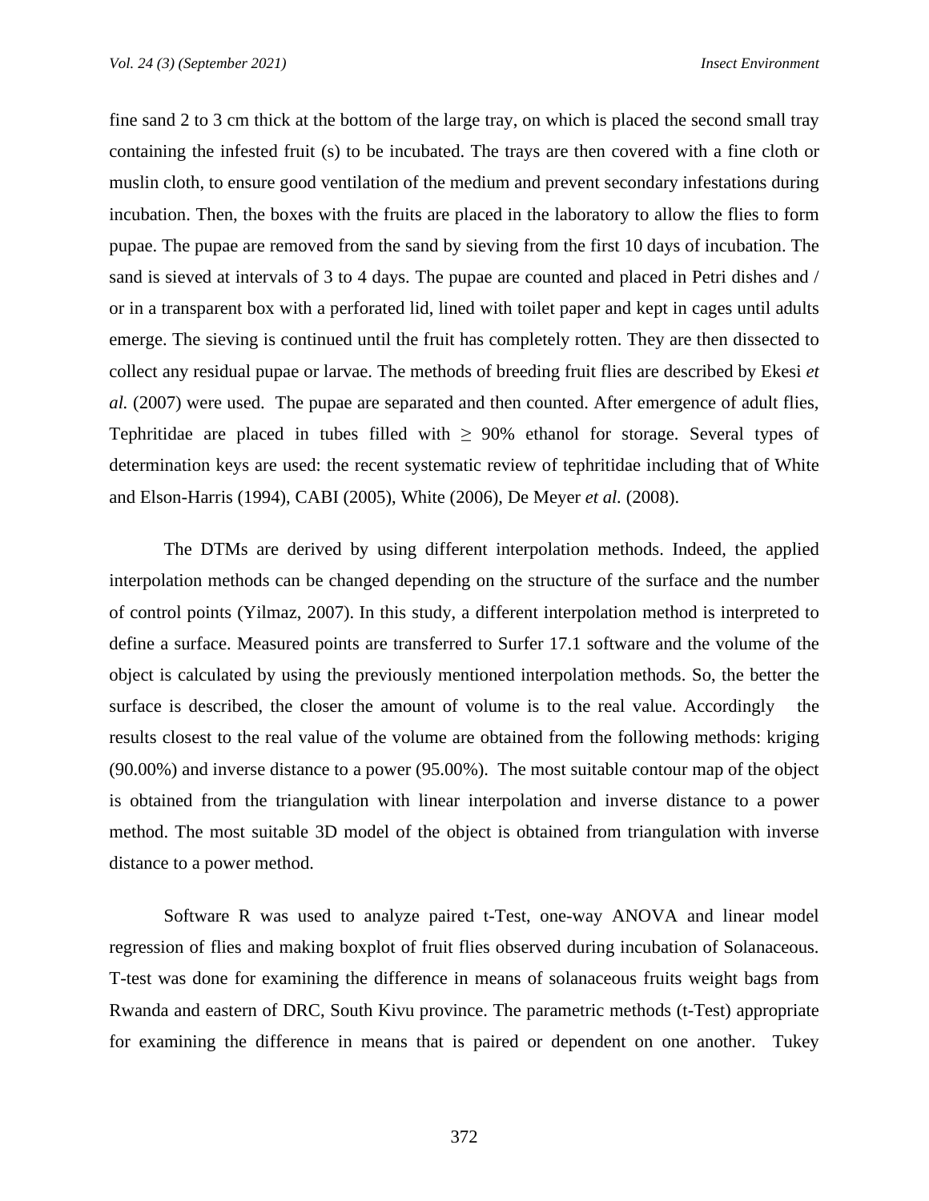fine sand 2 to 3 cm thick at the bottom of the large tray, on which is placed the second small tray containing the infested fruit (s) to be incubated. The trays are then covered with a fine cloth or muslin cloth, to ensure good ventilation of the medium and prevent secondary infestations during incubation. Then, the boxes with the fruits are placed in the laboratory to allow the flies to form pupae. The pupae are removed from the sand by sieving from the first 10 days of incubation. The sand is sieved at intervals of 3 to 4 days. The pupae are counted and placed in Petri dishes and / or in a transparent box with a perforated lid, lined with toilet paper and kept in cages until adults emerge. The sieving is continued until the fruit has completely rotten. They are then dissected to collect any residual pupae or larvae. The methods of breeding fruit flies are described by Ekesi *et al.* (2007) were used. The pupae are separated and then counted. After emergence of adult flies, Tephritidae are placed in tubes filled with ≥ 90% ethanol for storage. Several types of determination keys are used: the recent systematic review of tephritidae including that of White and Elson-Harris (1994), CABI (2005), White (2006), De Meyer *et al.* (2008).

The DTMs are derived by using different interpolation methods. Indeed, the applied interpolation methods can be changed depending on the structure of the surface and the number of control points (Yilmaz, 2007). In this study, a different interpolation method is interpreted to define a surface. Measured points are transferred to Surfer 17.1 software and the volume of the object is calculated by using the previously mentioned interpolation methods. So, the better the surface is described, the closer the amount of volume is to the real value. Accordingly the results closest to the real value of the volume are obtained from the following methods: kriging (90.00%) and inverse distance to a power (95.00%). The most suitable contour map of the object is obtained from the triangulation with linear interpolation and inverse distance to a power method. The most suitable 3D model of the object is obtained from triangulation with inverse distance to a power method.

Software R was used to analyze paired t-Test, one-way ANOVA and linear model regression of flies and making boxplot of fruit flies observed during incubation of Solanaceous. T-test was done for examining the difference in means of solanaceous fruits weight bags from Rwanda and eastern of DRC, South Kivu province. The parametric methods (t-Test) appropriate for examining the difference in means that is paired or dependent on one another. Tukey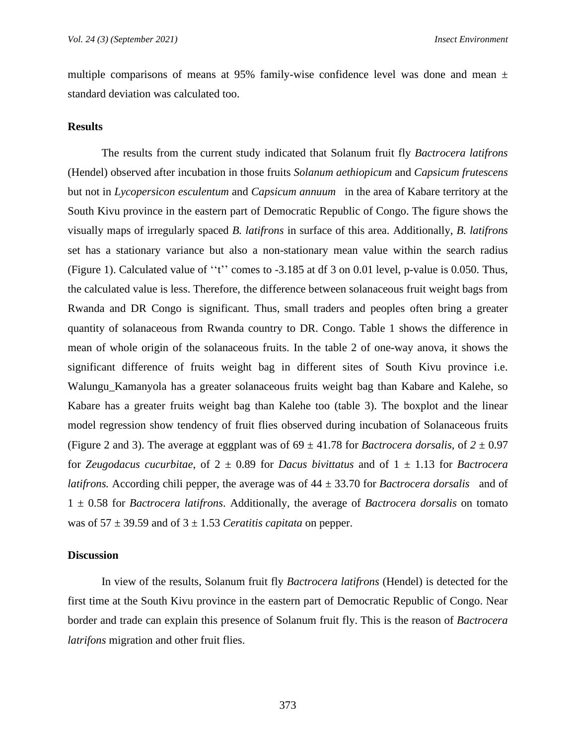multiple comparisons of means at 95% family-wise confidence level was done and mean ± standard deviation was calculated too.

## Results

The results from the current study indicated that Solanum fruit fly *Bactrocera latifrons* (Hendel) observed after incubation in those fruits *Solanum aethiopicum* and *Capsicum frutescens* but not in *Lycopersicon esculentum* and *Capsicum annuum* in the area of Kabare territory at the South Kivu province in the eastern part of Democratic Republic of Congo. The figure shows the visually maps of irregularly spaced *B. latifrons* in surface of this area. Additionally, *B. latifrons* set has a stationary variance but also a non-stationary mean value within the search radius (Figure 1). Calculated value of ''t'' comes to -3.185 at df 3 on 0.01 level, p-value is 0.050. Thus, the calculated value is less. Therefore, the difference between solanaceous fruit weight bags from Rwanda and DR Congo is significant. Thus, small traders and peoples often bring a greater quantity of solanaceous from Rwanda country to DR. Congo. Table 1 shows the difference in mean of whole origin of the solanaceous fruits. In the table 2 of one-way anova, it shows the significant difference of fruits weight bag in different sites of South Kivu province i.e. Walungu_Kamanyola has a greater solanaceous fruits weight bag than Kabare and Kalehe, so Kabare has a greater fruits weight bag than Kalehe too (table 3). The boxplot and the linear model regression show tendency of fruit flies observed during incubation of Solanaceous fruits (Figure 2 and 3). The average at eggplant was of 69 ± 41.78 for *Bactrocera dorsalis*, of *2* ± 0.97 for *Zeugodacus cucurbitae*, of 2 ± 0.89 for *Dacus bivittatus* and of 1 ± 1.13 for *Bactrocera latifrons.* According chili pepper, the average was of 44 ± 33.70 for *Bactrocera dorsalis* and of 1 ± 0.58 for *Bactrocera latifrons*. Additionally, the average of *Bactrocera dorsalis* on tomato was of 57 ± 39.59 and of 3 ± 1.53 *Ceratitis capitata* on pepper.

## Discussion

In view of the results, Solanum fruit fly *Bactrocera latifrons* (Hendel) is detected for the first time at the South Kivu province in the eastern part of Democratic Republic of Congo. Near border and trade can explain this presence of Solanum fruit fly. This is the reason of *Bactrocera latrifons* migration and other fruit flies.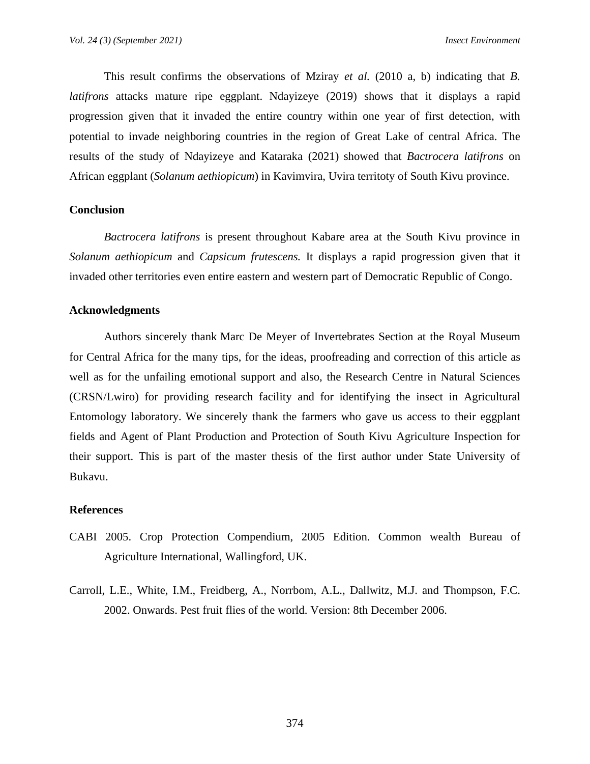This result confirms the observations of Mziray *et al.* (2010 a, b) indicating that *B. latifrons* attacks mature ripe eggplant. Ndayizeye (2019) shows that it displays a rapid progression given that it invaded the entire country within one year of first detection, with potential to invade neighboring countries in the region of Great Lake of central Africa. The results of the study of Ndayizeye and Kataraka (2021) showed that *Bactrocera latifrons* on African eggplant (*Solanum aethiopicum*) in Kavimvira, Uvira territoty of South Kivu province.

## Conclusion

*Bactrocera latifrons* is present throughout Kabare area at the South Kivu province in *Solanum aethiopicum* and *Capsicum frutescens.* It displays a rapid progression given that it invaded other territories even entire eastern and western part of Democratic Republic of Congo.

## Acknowledgments

Authors sincerely thank Marc De Meyer of Invertebrates Section at the Royal Museum for Central Africa for the many tips, for the ideas, proofreading and correction of this article as well as for the unfailing emotional support and also, the Research Centre in Natural Sciences (CRSN/Lwiro) for providing research facility and for identifying the insect in Agricultural Entomology laboratory. We sincerely thank the farmers who gave us access to their eggplant fields and Agent of Plant Production and Protection of South Kivu Agriculture Inspection for their support. This is part of the master thesis of the first author under State University of Bukavu.

## References

CABI 2005. Crop Protection Compendium, 2005 Edition. Common wealth Bureau of Agriculture International, Wallingford, UK.

Carroll, L.E., White, I.M., Freidberg, A., Norrbom, A.L., Dallwitz, M.J. and Thompson, F.C. 2002. Onwards. Pest fruit flies of the world. Version: 8th December 2006.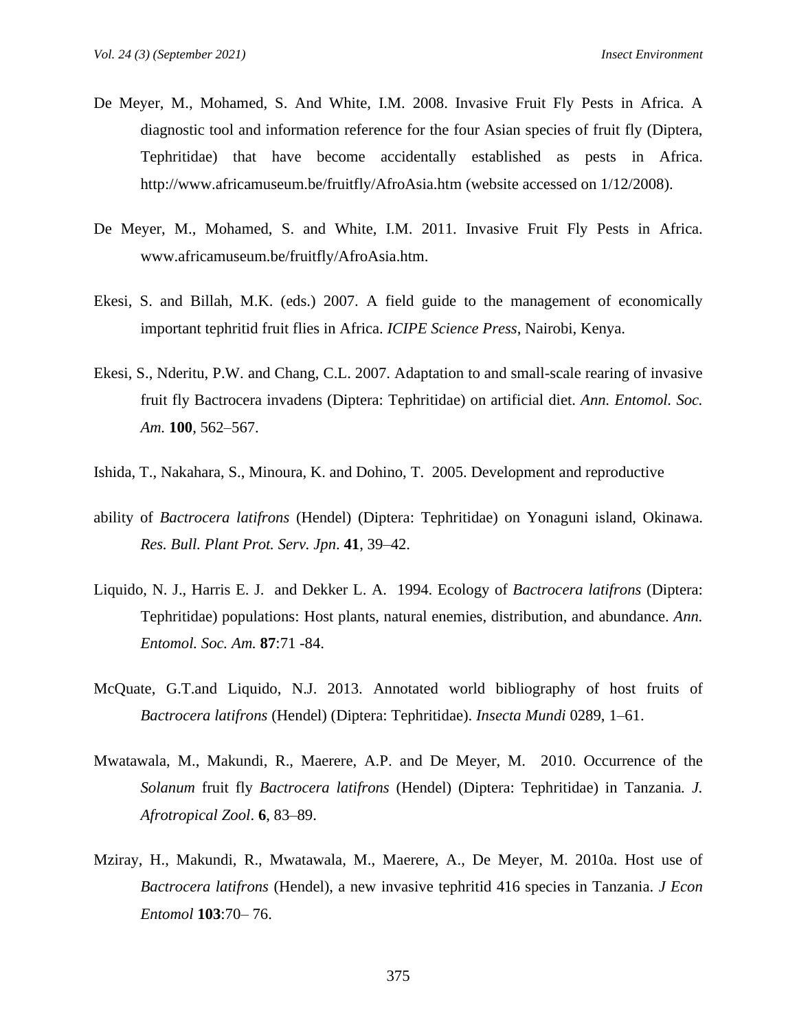De Meyer, M., Mohamed, S. And White, I.M. 2008. Invasive Fruit Fly Pests in Africa. A diagnostic tool and information reference for the four Asian species of fruit fly (Diptera, Tephritidae) that have become accidentally established as pests in Africa. http://www.africamuseum.be/fruitfly/AfroAsia.htm (website accessed on 1/12/2008).

De Meyer, M., Mohamed, S. and White, I.M. 2011. Invasive Fruit Fly Pests in Africa. www.africamuseum.be/fruitfly/AfroAsia.htm.

Ekesi, S. and Billah, M.K. (eds.) 2007. A field guide to the management of economically important tephritid fruit flies in Africa. *ICIPE Science Press*, Nairobi, Kenya.

Ekesi, S., Nderitu, P.W. and Chang, C.L. 2007. Adaptation to and small-scale rearing of invasive fruit fly Bactrocera invadens (Diptera: Tephritidae) on artificial diet. *Ann. Entomol. Soc. Am.* **100**, 562–567.

Ishida, T., Nakahara, S., Minoura, K. and Dohino, T. 2005. Development and reproductive

ability of *Bactrocera latifrons* (Hendel) (Diptera: Tephritidae) on Yonaguni island, Okinawa. *Res. Bull. Plant Prot. Serv. Jpn*. **41**, 39–42.

Liquido, N. J., Harris E. J. and Dekker L. A. 1994. Ecology of *Bactrocera latifrons* (Diptera: Tephritidae) populations: Host plants, natural enemies, distribution, and abundance. *Ann. Entomol. Soc. Am.* **87**:71 -84.

McQuate, G.T.and Liquido, N.J. 2013. Annotated world bibliography of host fruits of *Bactrocera latifrons* (Hendel) (Diptera: Tephritidae). *Insecta Mundi* 0289, 1–61.

Mwatawala, M., Makundi, R., Maerere, A.P. and De Meyer, M. 2010. Occurrence of the *Solanum* fruit fly *Bactrocera latifrons* (Hendel) (Diptera: Tephritidae) in Tanzania. *J. Afrotropical Zool*. **6**, 83–89.

Mziray, H., Makundi, R., Mwatawala, M., Maerere, A., De Meyer, M. 2010a. Host use of *Bactrocera latifrons* (Hendel), a new invasive tephritid 416 species in Tanzania. *J Econ Entomol* **103**:70– 76.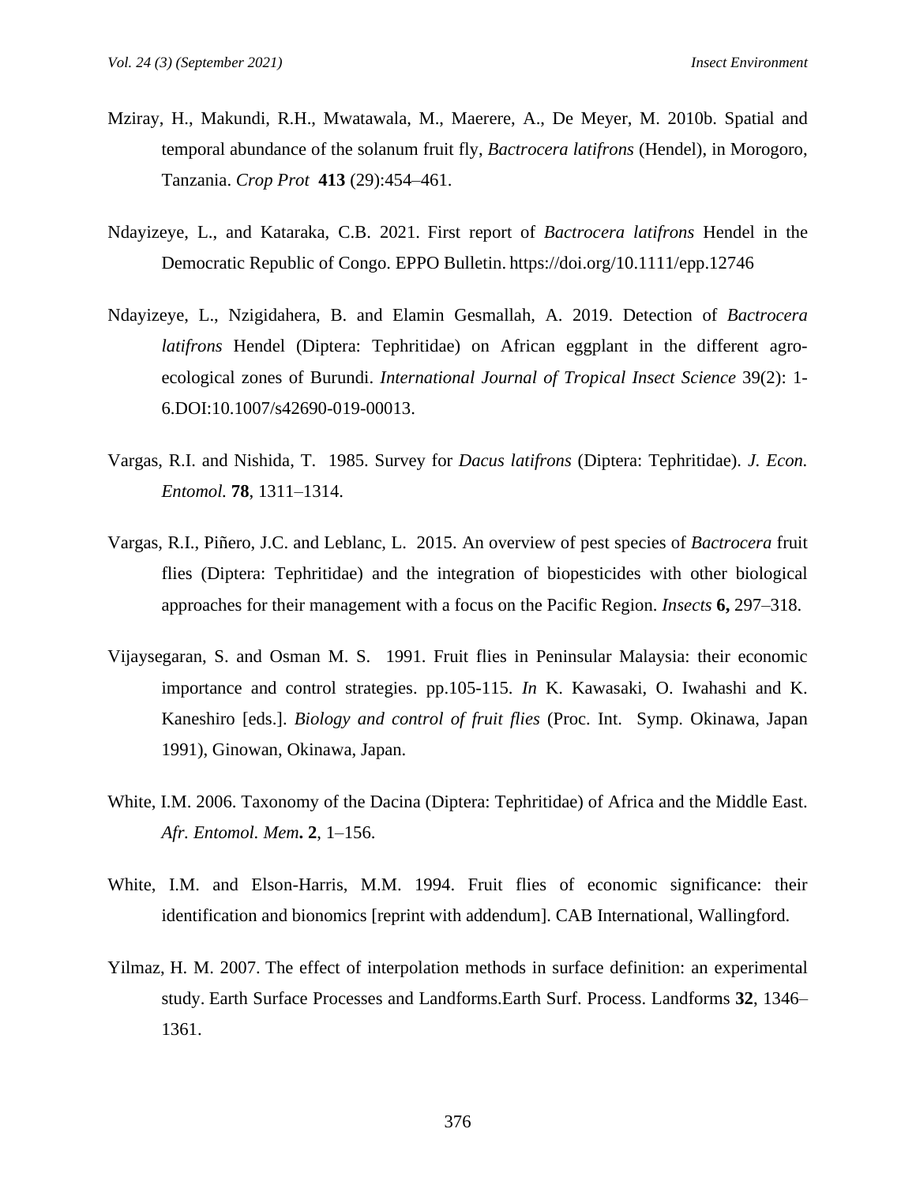Mziray, H., Makundi, R.H., Mwatawala, M., Maerere, A., De Meyer, M. 2010b. Spatial and temporal abundance of the solanum fruit fly, *Bactrocera latifrons* (Hendel), in Morogoro, Tanzania. *Crop Prot* **413** (29):454–461.

Ndayizeye, L., and Kataraka, C.B. 2021. First report of *Bactrocera latifrons* Hendel in the Democratic Republic of Congo. EPPO Bulletin. https://doi.org/10.1111/epp.12746

Ndayizeye, L., Nzigidahera, B. and Elamin Gesmallah, A. 2019. Detection of *Bactrocera latifrons* Hendel (Diptera: Tephritidae) on African eggplant in the different agro-ecological zones of Burundi. *International Journal of Tropical Insect Science* 39(2): 1-6.DOI:10.1007/s42690-019-00013.

Vargas, R.I. and Nishida, T. 1985. Survey for *Dacus latifrons* (Diptera: Tephritidae). *J. Econ. Entomol.* **78**, 1311–1314.

Vargas, R.I., Piñero, J.C. and Leblanc, L. 2015. An overview of pest species of *Bactrocera* fruit flies (Diptera: Tephritidae) and the integration of biopesticides with other biological approaches for their management with a focus on the Pacific Region. *Insects* **6,** 297–318.

Vijaysegaran, S. and Osman M. S. 1991. Fruit flies in Peninsular Malaysia: their economic importance and control strategies. pp.105-115. *In* K. Kawasaki, O. Iwahashi and K. Kaneshiro [eds.]. *Biology and control of fruit flies* (Proc. Int. Symp. Okinawa, Japan 1991), Ginowan, Okinawa, Japan.

White, I.M. 2006. Taxonomy of the Dacina (Diptera: Tephritidae) of Africa and the Middle East. *Afr. Entomol. Mem***. 2**, 1–156.

White, I.M. and Elson-Harris, M.M. 1994. Fruit flies of economic significance: their identification and bionomics [reprint with addendum]. CAB International, Wallingford.

Yilmaz, H. M. 2007. The effect of interpolation methods in surface definition: an experimental study. Earth Surface Processes and Landforms.Earth Surf. Process. Landforms **32**, 1346–1361.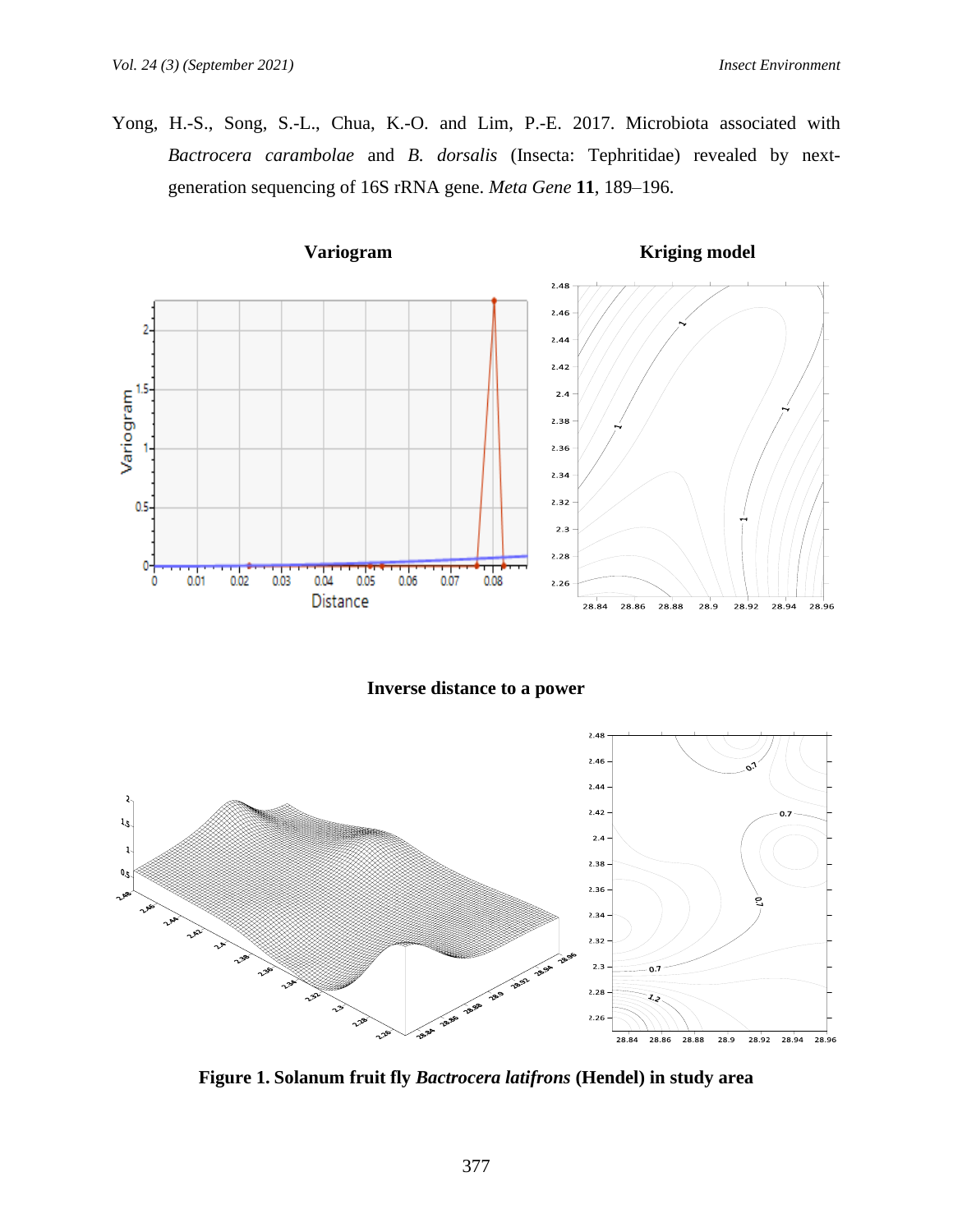Yong, H.-S., Song, S.-L., Chua, K.-O. and Lim, P.-E. 2017. Microbiota associated with *Bactrocera carambolae* and *B. dorsalis* (Insecta: Tephritidae) revealed by next-generation sequencing of 16S rRNA gene. *Meta Gene* **11**, 189–196.

**Variogram** **Kriging model**

**Inverse distance to a power**

**Figure 1. Solanum fruit fly *Bactrocera latifrons* (Hendel) in study area**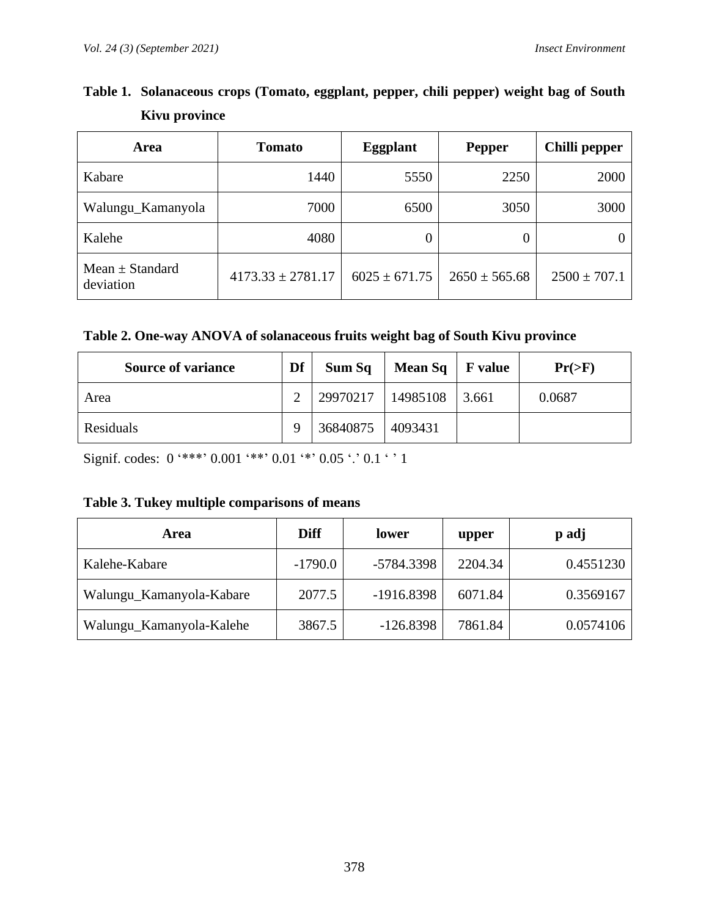**Table 1. Solanaceous crops (Tomato, eggplant, pepper, chili pepper) weight bag of South Kivu province**

| Area | Tomato | Eggplant | Pepper | Chilli pepper |
|---|---|---|---|---|
| Kabare | 1440 | 5550 | 2250 | 2000 |
| Walungu_Kamanyola | 7000 | 6500 | 3050 | 3000 |
| Kalehe | 4080 | 0 | 0 | 0 |
| Mean ± Standard deviation | 4173.33 ± 2781.17 | 6025 ± 671.75 | 2650 ± 565.68 | 2500 ± 707.1 |

**Table 2. One-way ANOVA of solanaceous fruits weight bag of South Kivu province**

| Source of variance | Df | Sum Sq | Mean Sq | F value | Pr(>F) |
|---|---|---|---|---|---|
| Area | 2 | 29970217 | 14985108 | 3.661 | 0.0687 |
| Residuals | 9 | 36840875 | 4093431 | | |

Signif. codes: 0 '***' 0.001 '**' 0.01 '*' 0.05 '.' 0.1 ' ' 1

**Table 3. Tukey multiple comparisons of means**

| Area | Diff | lower | upper | p adj |
|---|---|---|---|---|
| Kalehe-Kabare | -1790.0 | -5784.3398 | 2204.34 | 0.4551230 |
| Walungu_Kamanyola-Kabare | 2077.5 | -1916.8398 | 6071.84 | 0.3569167 |
| Walungu_Kamanyola-Kalehe | 3867.5 | -126.8398 | 7861.84 | 0.0574106 |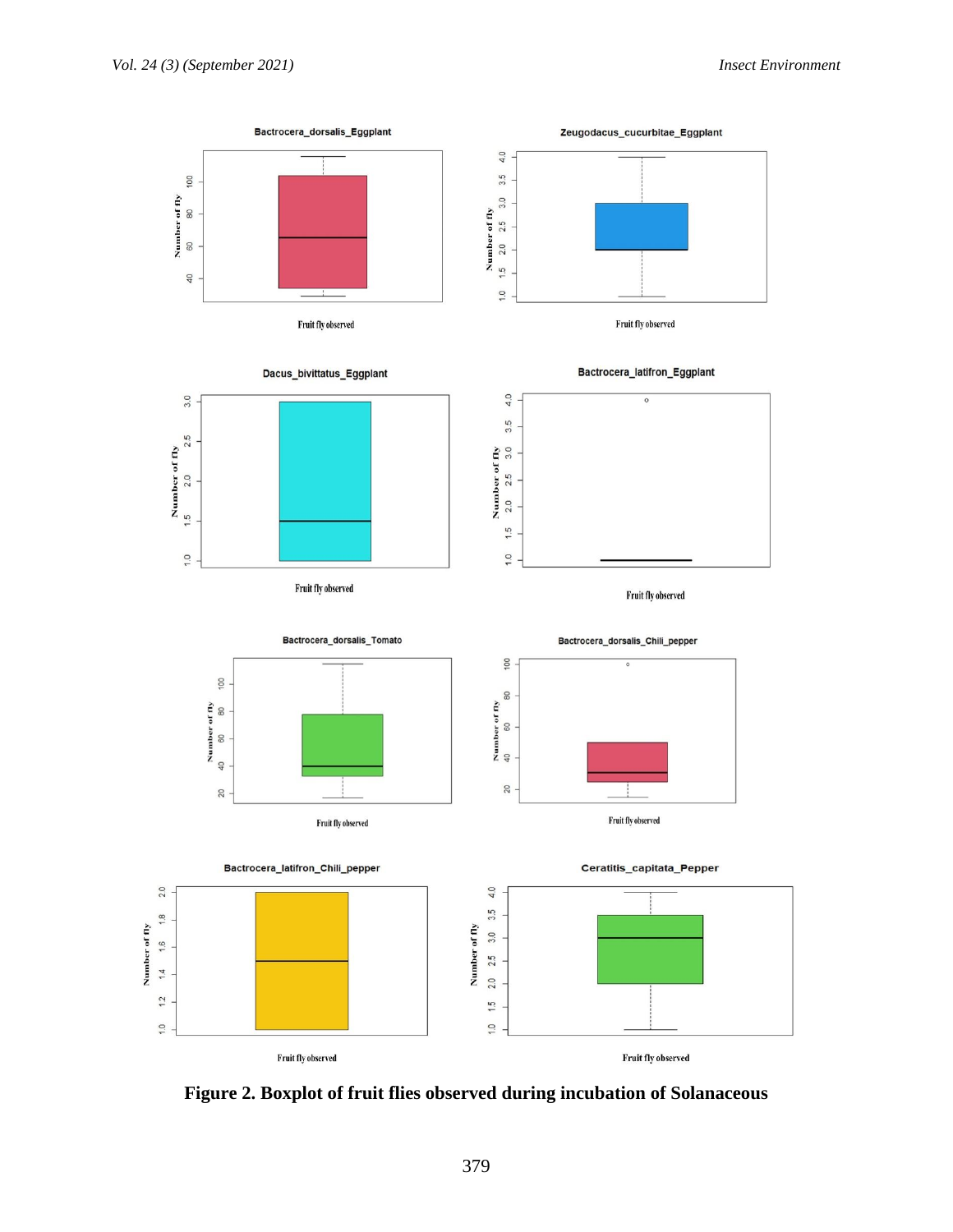**Figure 2. Boxplot of fruit flies observed during incubation of Solanaceous**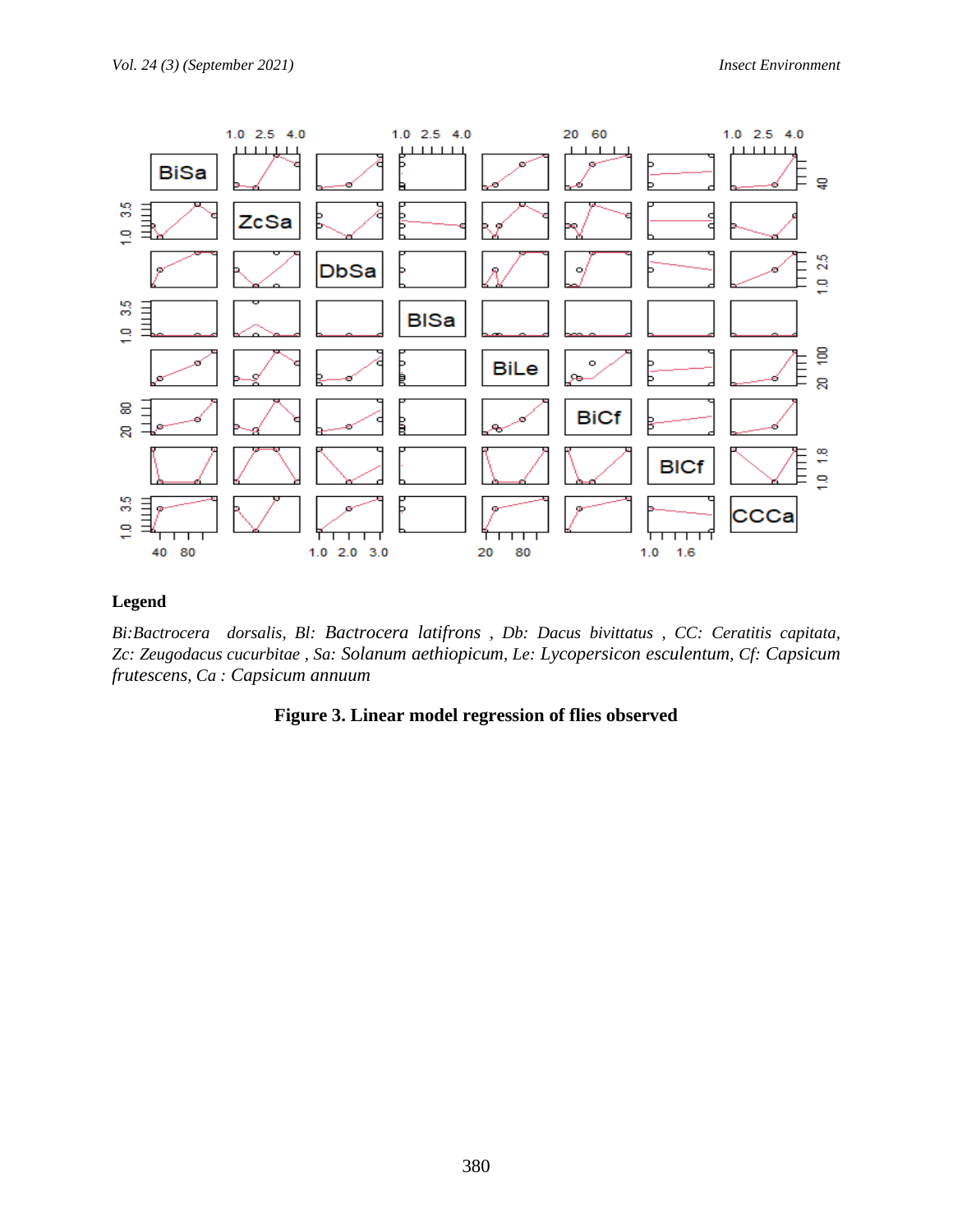BiSa

ZcSa

DbSa

BlSa

BiLe

BiCf

BlCf

CCCa

1.0 2.5 4.0

1.0 2.5 4.0

20 60

1.0 2.5 4.0

40

1.0 3.5

1.0 2.5

1.0 3.5

20 100

20 80

1.0 1.8

1.0 3.5

40 80

1.0 2.0 3.0

20 80

1.0 1.6

**Legend**

*Bi:Bactrocera dorsalis, Bl: Bactrocera latifrons , Db: Dacus bivittatus , CC: Ceratitis capitata, Zc: Zeugodacus cucurbitae , Sa: Solanum aethiopicum, Le: Lycopersicon esculentum, Cf: Capsicum frutescens, Ca : Capsicum annuum*

**Figure 3. Linear model regression of flies observed**